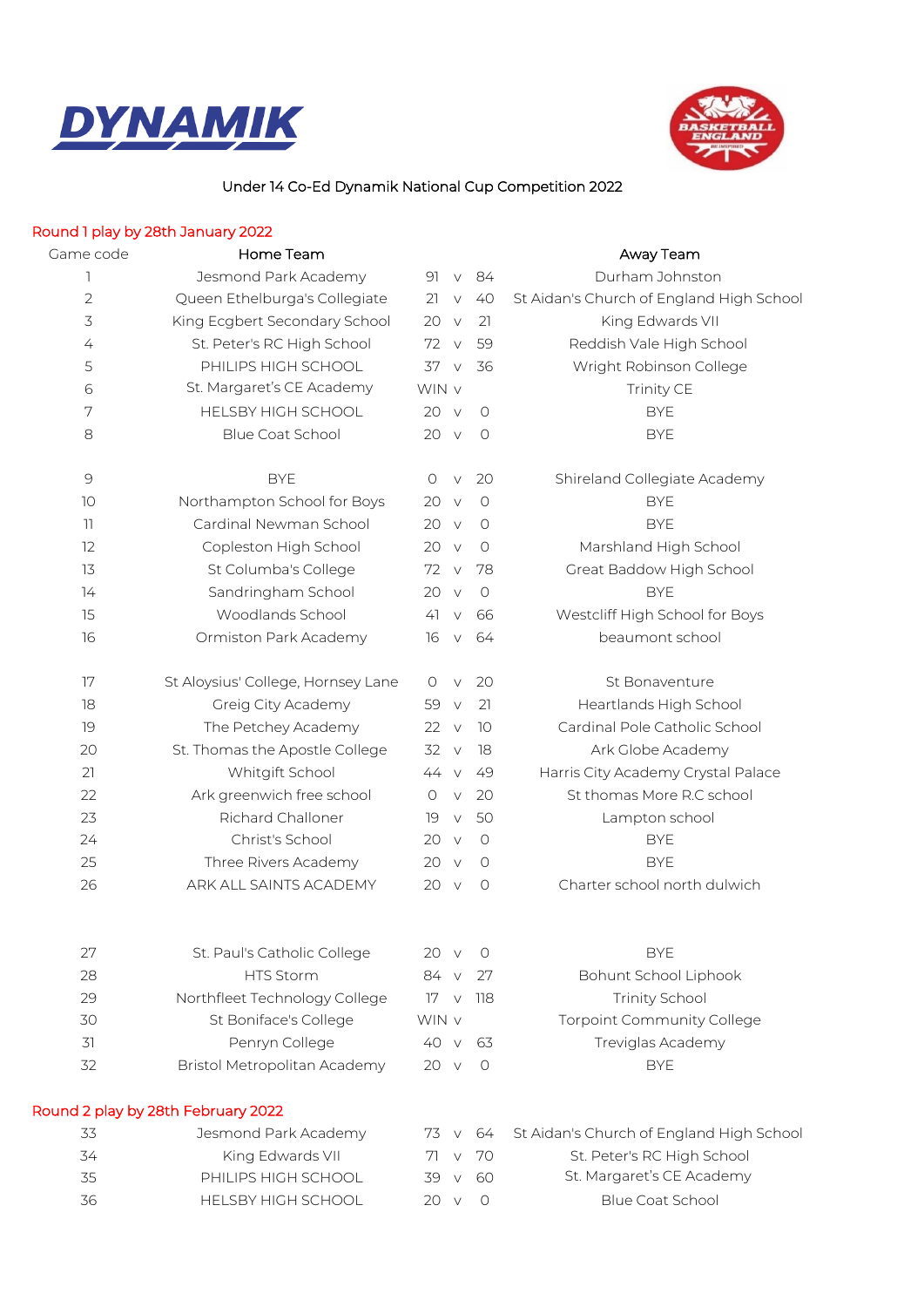Under 14 Co-Ed Dynamik National Cup Competition 2022

## Round 1 play by 28th January 2022

| Game code | Home Team | | | | Away Team |
|---|---|---|---|---|---|
| 1 | Jesmond Park Academy | 91 | v | 84 | Durham Johnston |
| 2 | Queen Ethelburga's Collegiate | 21 | v | 40 | St Aidan's Church of England High School |
| 3 | King Ecgbert Secondary School | 20 | v | 21 | King Edwards VII |
| 4 | St. Peter's RC High School | 72 | v | 59 | Reddish Vale High School |
| 5 | PHILIPS HIGH SCHOOL | 37 | v | 36 | Wright Robinson College |
| 6 | St. Margaret's CE Academy | WIN | v | | Trinity CE |
| 7 | HELSBY HIGH SCHOOL | 20 | v | 0 | BYE |
| 8 | Blue Coat School | 20 | v | 0 | BYE |
| | | | | | |
| 9 | BYE | 0 | v | 20 | Shireland Collegiate Academy |
| 10 | Northampton School for Boys | 20 | v | 0 | BYE |
| 11 | Cardinal Newman School | 20 | v | 0 | BYE |
| 12 | Copleston High School | 20 | v | 0 | Marshland High School |
| 13 | St Columba's College | 72 | v | 78 | Great Baddow High School |
| 14 | Sandringham School | 20 | v | 0 | BYE |
| 15 | Woodlands School | 41 | v | 66 | Westcliff High School for Boys |
| 16 | Ormiston Park Academy | 16 | v | 64 | beaumont school |
| | | | | | |
| 17 | St Aloysius' College, Hornsey Lane | 0 | v | 20 | St Bonaventure |
| 18 | Greig City Academy | 59 | v | 21 | Heartlands High School |
| 19 | The Petchey Academy | 22 | v | 10 | Cardinal Pole Catholic School |
| 20 | St. Thomas the Apostle College | 32 | v | 18 | Ark Globe Academy |
| 21 | Whitgift School | 44 | v | 49 | Harris City Academy Crystal Palace |
| 22 | Ark greenwich free school | 0 | v | 20 | St thomas More R.C school |
| 23 | Richard Challoner | 19 | v | 50 | Lampton school |
| 24 | Christ's School | 20 | v | 0 | BYE |
| 25 | Three Rivers Academy | 20 | v | 0 | BYE |
| 26 | ARK ALL SAINTS ACADEMY | 20 | v | 0 | Charter school north dulwich |
| | | | | | |
| 27 | St. Paul's Catholic College | 20 | v | 0 | BYE |
| 28 | HTS Storm | 84 | v | 27 | Bohunt School Liphook |
| 29 | Northfleet Technology College | 17 | v | 118 | Trinity School |
| 30 | St Boniface's College | WIN | v | | Torpoint Community College |
| 31 | Penryn College | 40 | v | 63 | Treviglas Academy |
| 32 | Bristol Metropolitan Academy | 20 | v | 0 | BYE |

## Round 2 play by 28th February 2022

| Game code | Home Team | | | | Away Team |
|---|---|---|---|---|---|
| 33 | Jesmond Park Academy | 73 | v | 64 | St Aidan's Church of England High School |
| 34 | King Edwards VII | 71 | v | 70 | St. Peter's RC High School |
| 35 | PHILIPS HIGH SCHOOL | 39 | v | 60 | St. Margaret's CE Academy |
| 36 | HELSBY HIGH SCHOOL | 20 | v | 0 | Blue Coat School |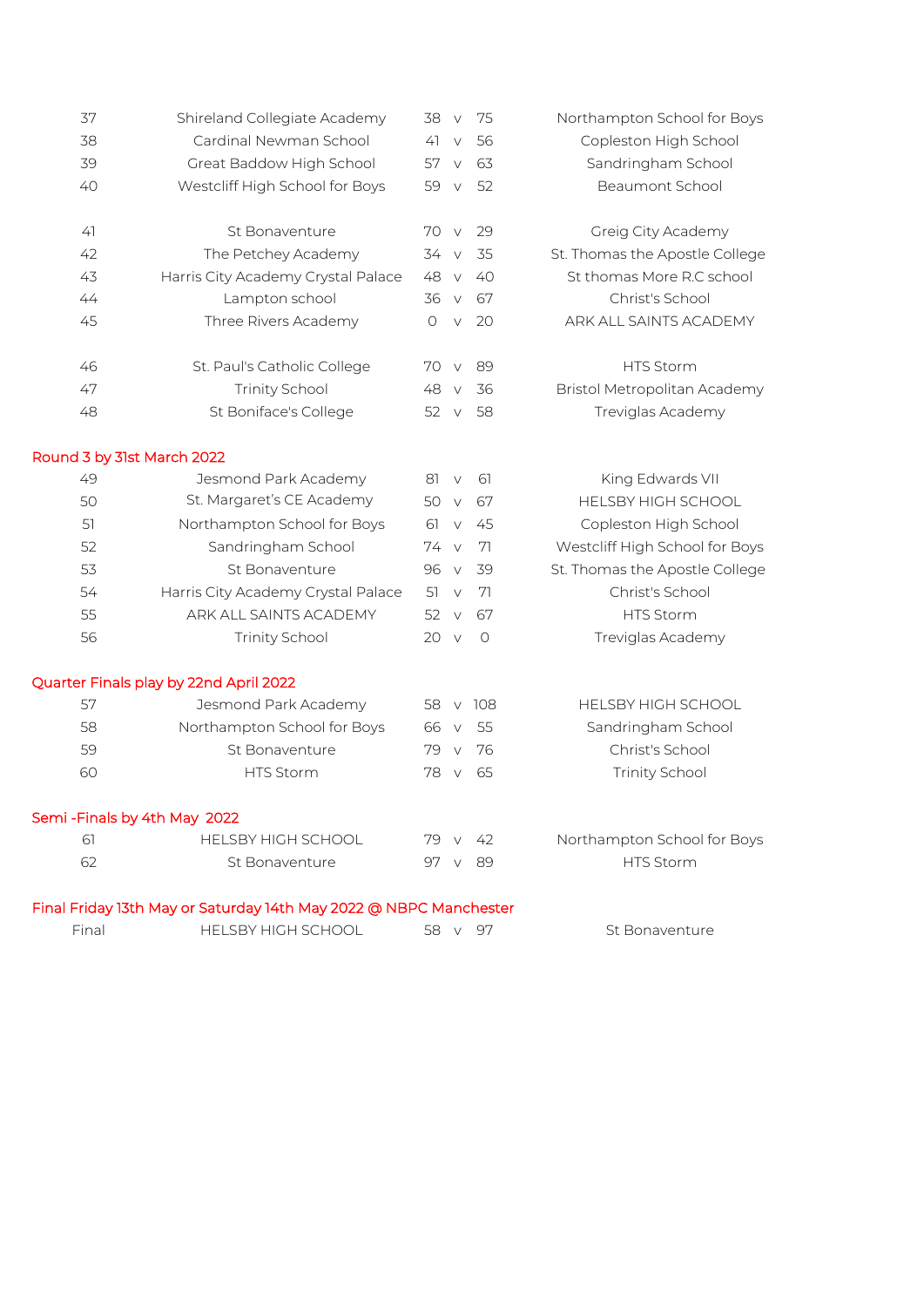| | | | | | |
|---|---|---|---|---|---|
| 37 | Shireland Collegiate Academy | 38 | v | 75 | Northampton School for Boys |
| 38 | Cardinal Newman School | 41 | v | 56 | Copleston High School |
| 39 | Great Baddow High School | 57 | v | 63 | Sandringham School |
| 40 | Westcliff High School for Boys | 59 | v | 52 | Beaumont School |
| | | | | | |
| 41 | St Bonaventure | 70 | v | 29 | Greig City Academy |
| 42 | The Petchey Academy | 34 | v | 35 | St. Thomas the Apostle College |
| 43 | Harris City Academy Crystal Palace | 48 | v | 40 | St thomas More R.C school |
| 44 | Lampton school | 36 | v | 67 | Christ's School |
| 45 | Three Rivers Academy | 0 | v | 20 | ARK ALL SAINTS ACADEMY |
| | | | | | |
| 46 | St. Paul's Catholic College | 70 | v | 89 | HTS Storm |
| 47 | Trinity School | 48 | v | 36 | Bristol Metropolitan Academy |
| 48 | St Boniface's College | 52 | v | 58 | Treviglas Academy |

## Round 3 by 31st March 2022

| | | | | | |
|---|---|---|---|---|---|
| 49 | Jesmond Park Academy | 81 | v | 61 | King Edwards VII |
| 50 | St. Margaret's CE Academy | 50 | v | 67 | HELSBY HIGH SCHOOL |
| 51 | Northampton School for Boys | 61 | v | 45 | Copleston High School |
| 52 | Sandringham School | 74 | v | 71 | Westcliff High School for Boys |
| 53 | St Bonaventure | 96 | v | 39 | St. Thomas the Apostle College |
| 54 | Harris City Academy Crystal Palace | 51 | v | 71 | Christ's School |
| 55 | ARK ALL SAINTS ACADEMY | 52 | v | 67 | HTS Storm |
| 56 | Trinity School | 20 | v | 0 | Treviglas Academy |

## Quarter Finals play by 22nd April 2022

| | | | | | |
|---|---|---|---|---|---|
| 57 | Jesmond Park Academy | 58 | v | 108 | HELSBY HIGH SCHOOL |
| 58 | Northampton School for Boys | 66 | v | 55 | Sandringham School |
| 59 | St Bonaventure | 79 | v | 76 | Christ's School |
| 60 | HTS Storm | 78 | v | 65 | Trinity School |

## Semi -Finals by 4th May 2022

| | | | | | |
|---|---|---|---|---|---|
| 61 | HELSBY HIGH SCHOOL | 79 | v | 42 | Northampton School for Boys |
| 62 | St Bonaventure | 97 | v | 89 | HTS Storm |

## Final Friday 13th May or Saturday 14th May 2022 @ NBPC Manchester

| | | | | | |
|---|---|---|---|---|---|
| Final | HELSBY HIGH SCHOOL | 58 | v | 97 | St Bonaventure |